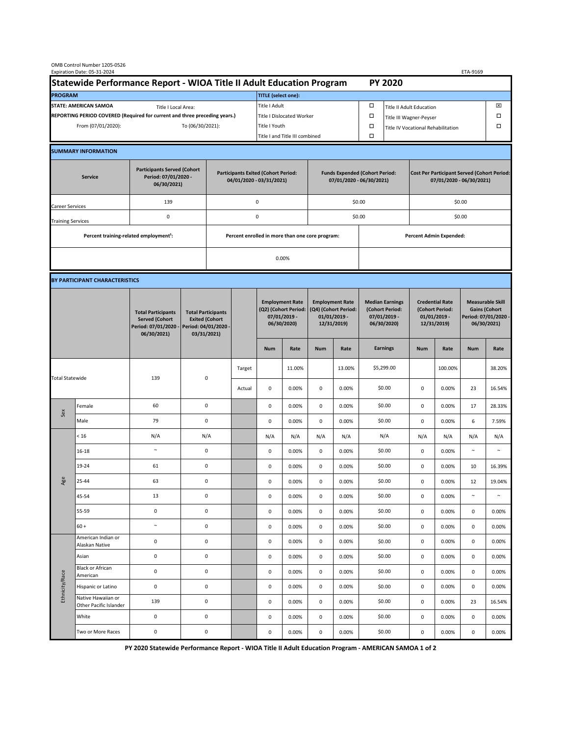OMB Control Number 1205-0526
Expiration Date: 05-31-2024

ETA-9169

# Statewide Performance Report - WIOA Title II Adult Education Program — PY 2020

| PROGRAM | | TITLE (select one): | | | |
|---|---|---|---|---|---|
| STATE: AMERICAN SAMOA | Title I Local Area: | Title I Adult | ☐ | Title II Adult Education | ☒ |
| REPORTING PERIOD COVERED (Required for current and three preceding years.) | | Title I Dislocated Worker | ☐ | Title III Wagner-Peyser | ☐ |
| From (07/01/2020): | To (06/30/2021): | Title I Youth | ☐ | Title IV Vocational Rehabilitation | ☐ |
| | | Title I and Title III combined | ☐ | | |

## SUMMARY INFORMATION

| Service | Participants Served (Cohort Period: 07/01/2020 - 06/30/2021) | Participants Exited (Cohort Period: 04/01/2020 - 03/31/2021) | Funds Expended (Cohort Period: 07/01/2020 - 06/30/2021) | Cost Per Participant Served (Cohort Period: 07/01/2020 - 06/30/2021) |
|---|---|---|---|---|
| Career Services | 139 | 0 | $0.00 | $0.00 |
| Training Services | 0 | 0 | $0.00 | $0.00 |

| Percent training-related employment¹: | Percent enrolled in more than one core program: | Percent Admin Expended: |
|---|---|---|
| | 0.00% | |

## BY PARTICIPANT CHARACTERISTICS

| | | Total Participants Served (Cohort Period: 07/01/2020 - 06/30/2021) | Total Participants Exited (Cohort Period: 04/01/2020 - 03/31/2021) | | Employment Rate (Q2) (Cohort Period: 07/01/2019 - 06/30/2020) Num | Employment Rate (Q2) Rate | Employment Rate (Q4) (Cohort Period: 01/01/2019 - 12/31/2019) Num | Employment Rate (Q4) Rate | Median Earnings (Cohort Period: 07/01/2019 - 06/30/2020) Earnings | Credential Rate (Cohort Period: 01/01/2019 - 12/31/2019) Num | Credential Rate Rate | Measurable Skill Gains (Cohort Period: 07/01/2020 - 06/30/2021) Num | Measurable Skill Gains Rate |
|---|---|---|---|---|---|---|---|---|---|---|---|---|---|
| Total Statewide | | 139 | 0 | Target | | 11.00% | | 13.00% | $5,299.00 | | 100.00% | | 38.20% |
| | | | | Actual | 0 | 0.00% | 0 | 0.00% | $0.00 | 0 | 0.00% | 23 | 16.54% |
| Sex | Female | 60 | 0 | | 0 | 0.00% | 0 | 0.00% | $0.00 | 0 | 0.00% | 17 | 28.33% |
| | Male | 79 | 0 | | 0 | 0.00% | 0 | 0.00% | $0.00 | 0 | 0.00% | 6 | 7.59% |
| Age | < 16 | N/A | N/A | | N/A | N/A | N/A | N/A | N/A | N/A | N/A | N/A | N/A |
| | 16-18 | ~ | 0 | | 0 | 0.00% | 0 | 0.00% | $0.00 | 0 | 0.00% | ~ | ~ |
| | 19-24 | 61 | 0 | | 0 | 0.00% | 0 | 0.00% | $0.00 | 0 | 0.00% | 10 | 16.39% |
| | 25-44 | 63 | 0 | | 0 | 0.00% | 0 | 0.00% | $0.00 | 0 | 0.00% | 12 | 19.04% |
| | 45-54 | 13 | 0 | | 0 | 0.00% | 0 | 0.00% | $0.00 | 0 | 0.00% | ~ | ~ |
| | 55-59 | 0 | 0 | | 0 | 0.00% | 0 | 0.00% | $0.00 | 0 | 0.00% | 0 | 0.00% |
| | 60 + | ~ | 0 | | 0 | 0.00% | 0 | 0.00% | $0.00 | 0 | 0.00% | 0 | 0.00% |
| Ethnicity/Race | American Indian or Alaskan Native | 0 | 0 | | 0 | 0.00% | 0 | 0.00% | $0.00 | 0 | 0.00% | 0 | 0.00% |
| | Asian | 0 | 0 | | 0 | 0.00% | 0 | 0.00% | $0.00 | 0 | 0.00% | 0 | 0.00% |
| | Black or African American | 0 | 0 | | 0 | 0.00% | 0 | 0.00% | $0.00 | 0 | 0.00% | 0 | 0.00% |
| | Hispanic or Latino | 0 | 0 | | 0 | 0.00% | 0 | 0.00% | $0.00 | 0 | 0.00% | 0 | 0.00% |
| | Native Hawaiian or Other Pacific Islander | 139 | 0 | | 0 | 0.00% | 0 | 0.00% | $0.00 | 0 | 0.00% | 23 | 16.54% |
| | White | 0 | 0 | | 0 | 0.00% | 0 | 0.00% | $0.00 | 0 | 0.00% | 0 | 0.00% |
| | Two or More Races | 0 | 0 | | 0 | 0.00% | 0 | 0.00% | $0.00 | 0 | 0.00% | 0 | 0.00% |

PY 2020 Statewide Performance Report - WIOA Title II Adult Education Program - AMERICAN SAMOA 1 of 2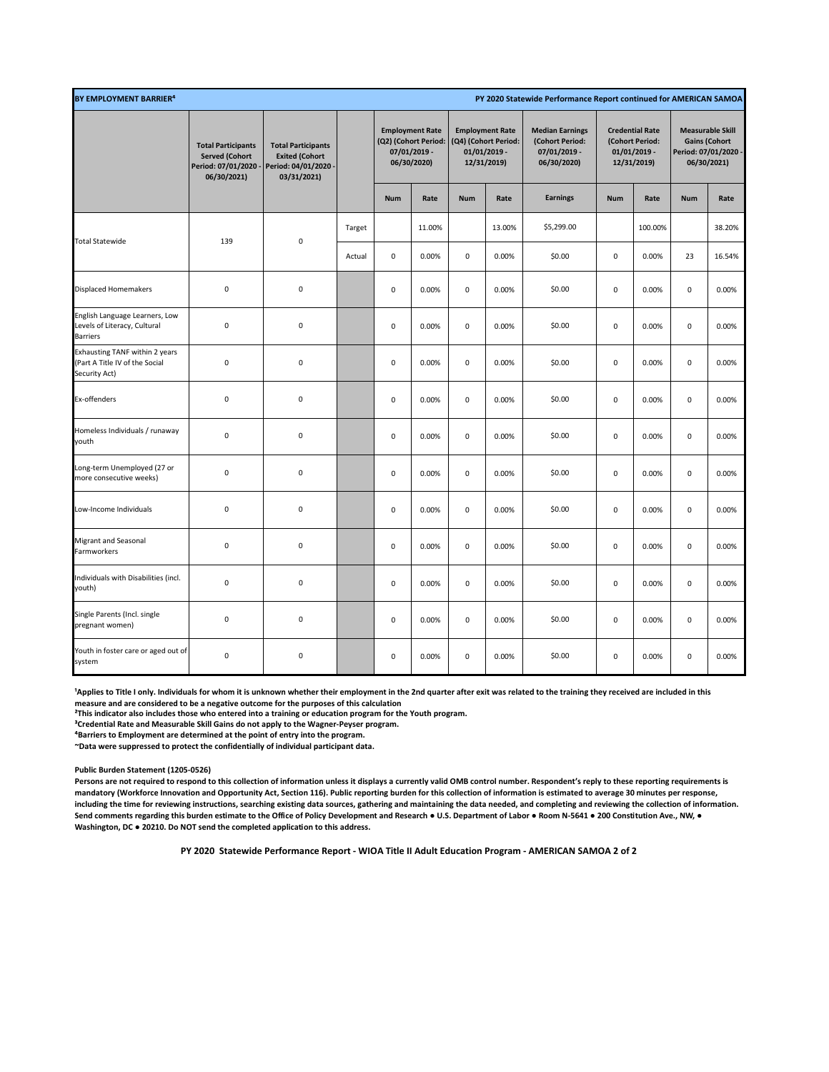| BY EMPLOYMENT BARRIER[4] | | | | | | | | | | | | |
|---|---|---|---|---|---|---|---|---|---|---|---|---|
| | **Total Participants Served (Cohort Period: 07/01/2020 - 06/30/2021)** | **Total Participants Exited (Cohort Period: 04/01/2020 - 03/31/2021)** | | **Employment Rate (Q2) (Cohort Period: 07/01/2019 - 06/30/2020)** | | **Employment Rate (Q4) (Cohort Period: 01/01/2019 - 12/31/2019)** | | **Median Earnings (Cohort Period: 07/01/2019 - 06/30/2020)** | **Credential Rate (Cohort Period: 01/01/2019 - 12/31/2019)** | | **Measurable Skill Gains (Cohort Period: 07/01/2020 - 06/30/2021)** | |
| | | | | **Num** | **Rate** | **Num** | **Rate** | **Earnings** | **Num** | **Rate** | **Num** | **Rate** |
| Total Statewide | 139 | 0 | Target | | 11.00% | | 13.00% | $5,299.00 | | 100.00% | | 38.20% |
| | | | Actual | 0 | 0.00% | 0 | 0.00% | $0.00 | 0 | 0.00% | 23 | 16.54% |
| Displaced Homemakers | 0 | 0 | | 0 | 0.00% | 0 | 0.00% | $0.00 | 0 | 0.00% | 0 | 0.00% |
| English Language Learners, Low Levels of Literacy, Cultural Barriers | 0 | 0 | | 0 | 0.00% | 0 | 0.00% | $0.00 | 0 | 0.00% | 0 | 0.00% |
| Exhausting TANF within 2 years (Part A Title IV of the Social Security Act) | 0 | 0 | | 0 | 0.00% | 0 | 0.00% | $0.00 | 0 | 0.00% | 0 | 0.00% |
| Ex-offenders | 0 | 0 | | 0 | 0.00% | 0 | 0.00% | $0.00 | 0 | 0.00% | 0 | 0.00% |
| Homeless Individuals / runaway youth | 0 | 0 | | 0 | 0.00% | 0 | 0.00% | $0.00 | 0 | 0.00% | 0 | 0.00% |
| Long-term Unemployed (27 or more consecutive weeks) | 0 | 0 | | 0 | 0.00% | 0 | 0.00% | $0.00 | 0 | 0.00% | 0 | 0.00% |
| Low-Income Individuals | 0 | 0 | | 0 | 0.00% | 0 | 0.00% | $0.00 | 0 | 0.00% | 0 | 0.00% |
| Migrant and Seasonal Farmworkers | 0 | 0 | | 0 | 0.00% | 0 | 0.00% | $0.00 | 0 | 0.00% | 0 | 0.00% |
| Individuals with Disabilities (incl. youth) | 0 | 0 | | 0 | 0.00% | 0 | 0.00% | $0.00 | 0 | 0.00% | 0 | 0.00% |
| Single Parents (Incl. single pregnant women) | 0 | 0 | | 0 | 0.00% | 0 | 0.00% | $0.00 | 0 | 0.00% | 0 | 0.00% |
| Youth in foster care or aged out of system | 0 | 0 | | 0 | 0.00% | 0 | 0.00% | $0.00 | 0 | 0.00% | 0 | 0.00% |

**[1]Applies to Title I only. Individuals for whom it is unknown whether their employment in the 2nd quarter after exit was related to the training they received are included in this measure and are considered to be a negative outcome for the purposes of this calculation**

**[2]This indicator also includes those who entered into a training or education program for the Youth program.**

**[3]Credential Rate and Measurable Skill Gains do not apply to the Wagner-Peyser program.**

**[4]Barriers to Employment are determined at the point of entry into the program.**

**~Data were suppressed to protect the confidentially of individual participant data.**

**Public Burden Statement (1205-0526)**

**Persons are not required to respond to this collection of information unless it displays a currently valid OMB control number. Respondent's reply to these reporting requirements is mandatory (Workforce Innovation and Opportunity Act, Section 116). Public reporting burden for this collection of information is estimated to average 30 minutes per response, including the time for reviewing instructions, searching existing data sources, gathering and maintaining the data needed, and completing and reviewing the collection of information. Send comments regarding this burden estimate to the Office of Policy Development and Research ● U.S. Department of Labor ● Room N-5641 ● 200 Constitution Ave., NW, ● Washington, DC ● 20210. Do NOT send the completed application to this address.**